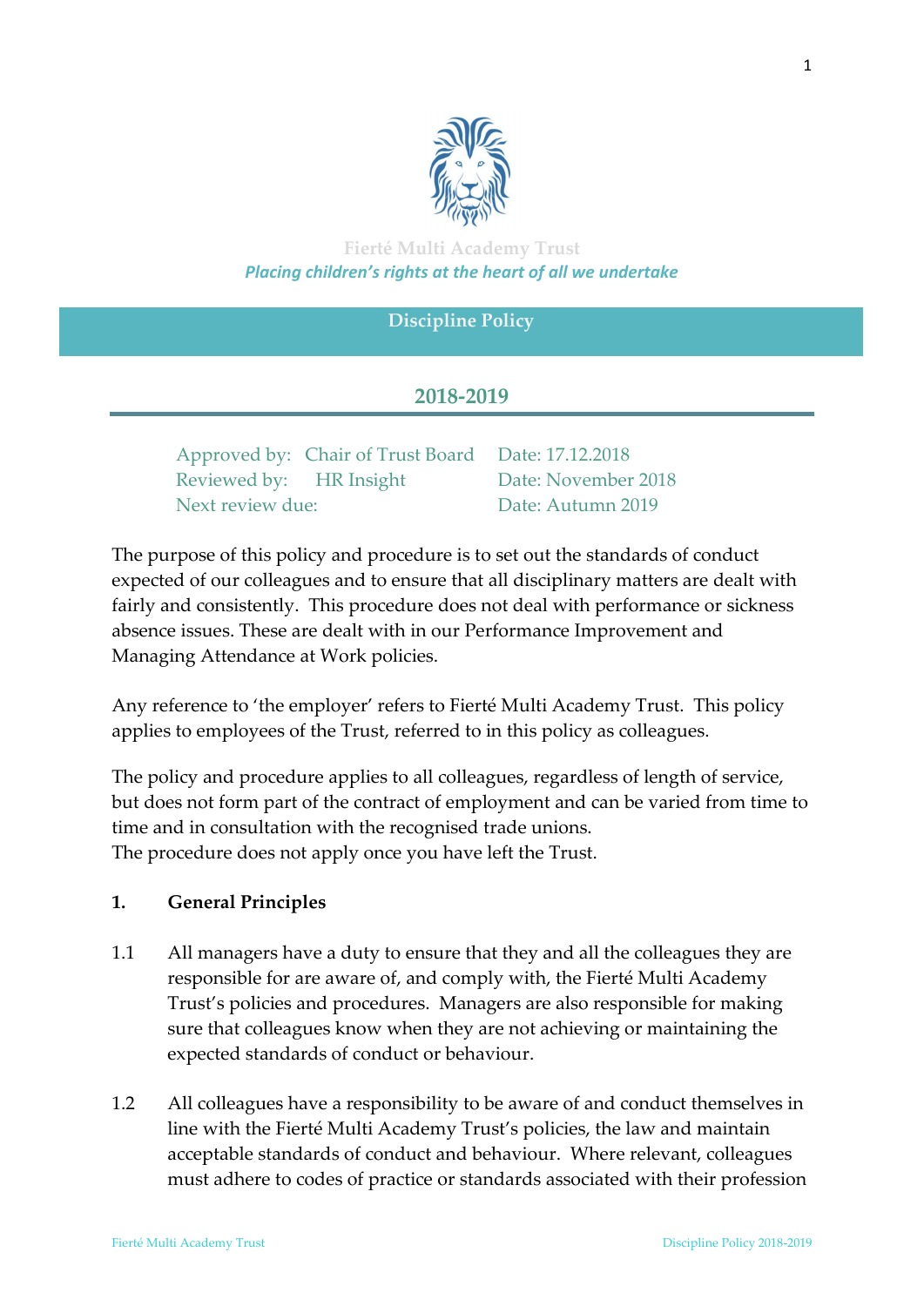Fierté Multi Academy Trust

*Placing children's rights at the heart of all we undertake*

# Discipline Policy

## 2018-2019

| | | |
|---|---|---|
| Approved by: | Chair of Trust Board | Date: 17.12.2018 |
| Reviewed by: | HR Insight | Date: November 2018 |
| Next review due: | | Date: Autumn 2019 |

The purpose of this policy and procedure is to set out the standards of conduct expected of our colleagues and to ensure that all disciplinary matters are dealt with fairly and consistently. This procedure does not deal with performance or sickness absence issues. These are dealt with in our Performance Improvement and Managing Attendance at Work policies.

Any reference to 'the employer' refers to Fierté Multi Academy Trust. This policy applies to employees of the Trust, referred to in this policy as colleagues.

The policy and procedure applies to all colleagues, regardless of length of service, but does not form part of the contract of employment and can be varied from time to time and in consultation with the recognised trade unions.
The procedure does not apply once you have left the Trust.

## 1. General Principles

1.1 All managers have a duty to ensure that they and all the colleagues they are responsible for are aware of, and comply with, the Fierté Multi Academy Trust's policies and procedures. Managers are also responsible for making sure that colleagues know when they are not achieving or maintaining the expected standards of conduct or behaviour.

1.2 All colleagues have a responsibility to be aware of and conduct themselves in line with the Fierté Multi Academy Trust's policies, the law and maintain acceptable standards of conduct and behaviour. Where relevant, colleagues must adhere to codes of practice or standards associated with their profession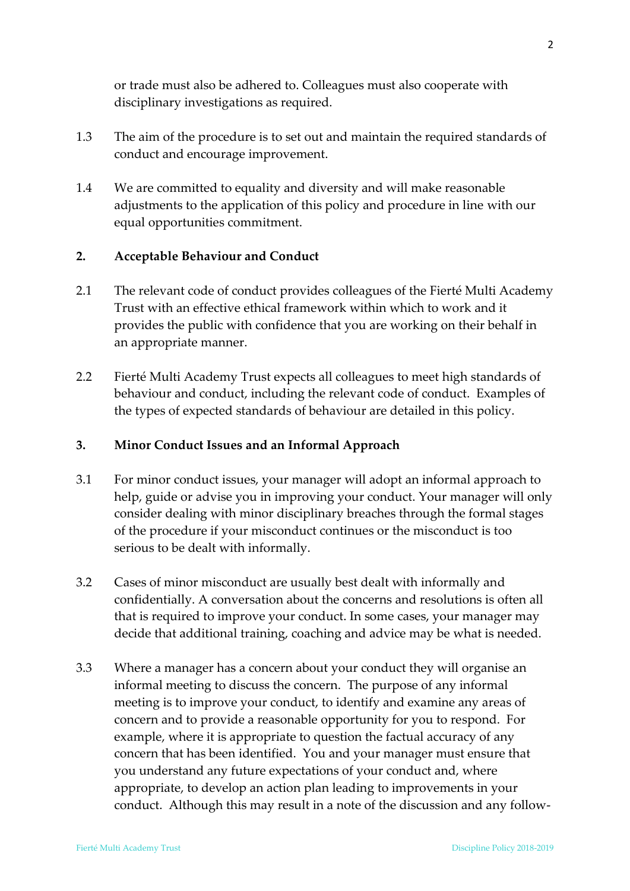or trade must also be adhered to. Colleagues must also cooperate with disciplinary investigations as required.

1.3 The aim of the procedure is to set out and maintain the required standards of conduct and encourage improvement.

1.4 We are committed to equality and diversity and will make reasonable adjustments to the application of this policy and procedure in line with our equal opportunities commitment.

## 2. Acceptable Behaviour and Conduct

2.1 The relevant code of conduct provides colleagues of the Fierté Multi Academy Trust with an effective ethical framework within which to work and it provides the public with confidence that you are working on their behalf in an appropriate manner.

2.2 Fierté Multi Academy Trust expects all colleagues to meet high standards of behaviour and conduct, including the relevant code of conduct. Examples of the types of expected standards of behaviour are detailed in this policy.

## 3. Minor Conduct Issues and an Informal Approach

3.1 For minor conduct issues, your manager will adopt an informal approach to help, guide or advise you in improving your conduct. Your manager will only consider dealing with minor disciplinary breaches through the formal stages of the procedure if your misconduct continues or the misconduct is too serious to be dealt with informally.

3.2 Cases of minor misconduct are usually best dealt with informally and confidentially. A conversation about the concerns and resolutions is often all that is required to improve your conduct. In some cases, your manager may decide that additional training, coaching and advice may be what is needed.

3.3 Where a manager has a concern about your conduct they will organise an informal meeting to discuss the concern. The purpose of any informal meeting is to improve your conduct, to identify and examine any areas of concern and to provide a reasonable opportunity for you to respond. For example, where it is appropriate to question the factual accuracy of any concern that has been identified. You and your manager must ensure that you understand any future expectations of your conduct and, where appropriate, to develop an action plan leading to improvements in your conduct. Although this may result in a note of the discussion and any follow-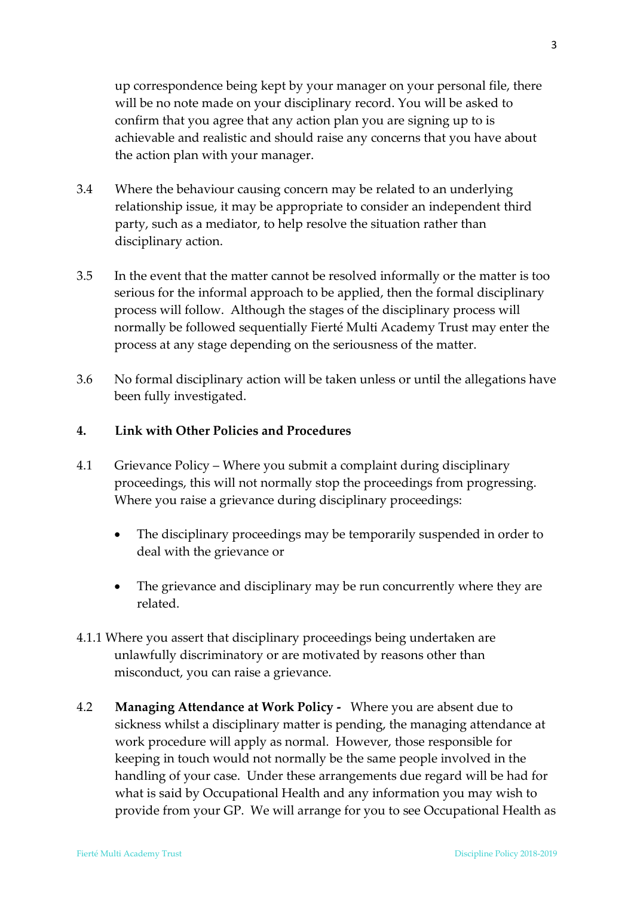up correspondence being kept by your manager on your personal file, there will be no note made on your disciplinary record. You will be asked to confirm that you agree that any action plan you are signing up to is achievable and realistic and should raise any concerns that you have about the action plan with your manager.

3.4 Where the behaviour causing concern may be related to an underlying relationship issue, it may be appropriate to consider an independent third party, such as a mediator, to help resolve the situation rather than disciplinary action.

3.5 In the event that the matter cannot be resolved informally or the matter is too serious for the informal approach to be applied, then the formal disciplinary process will follow. Although the stages of the disciplinary process will normally be followed sequentially Fierté Multi Academy Trust may enter the process at any stage depending on the seriousness of the matter.

3.6 No formal disciplinary action will be taken unless or until the allegations have been fully investigated.

## 4. Link with Other Policies and Procedures

4.1 Grievance Policy – Where you submit a complaint during disciplinary proceedings, this will not normally stop the proceedings from progressing. Where you raise a grievance during disciplinary proceedings:

- The disciplinary proceedings may be temporarily suspended in order to deal with the grievance or
- The grievance and disciplinary may be run concurrently where they are related.

4.1.1 Where you assert that disciplinary proceedings being undertaken are unlawfully discriminatory or are motivated by reasons other than misconduct, you can raise a grievance.

4.2 **Managing Attendance at Work Policy -** Where you are absent due to sickness whilst a disciplinary matter is pending, the managing attendance at work procedure will apply as normal. However, those responsible for keeping in touch would not normally be the same people involved in the handling of your case. Under these arrangements due regard will be had for what is said by Occupational Health and any information you may wish to provide from your GP. We will arrange for you to see Occupational Health as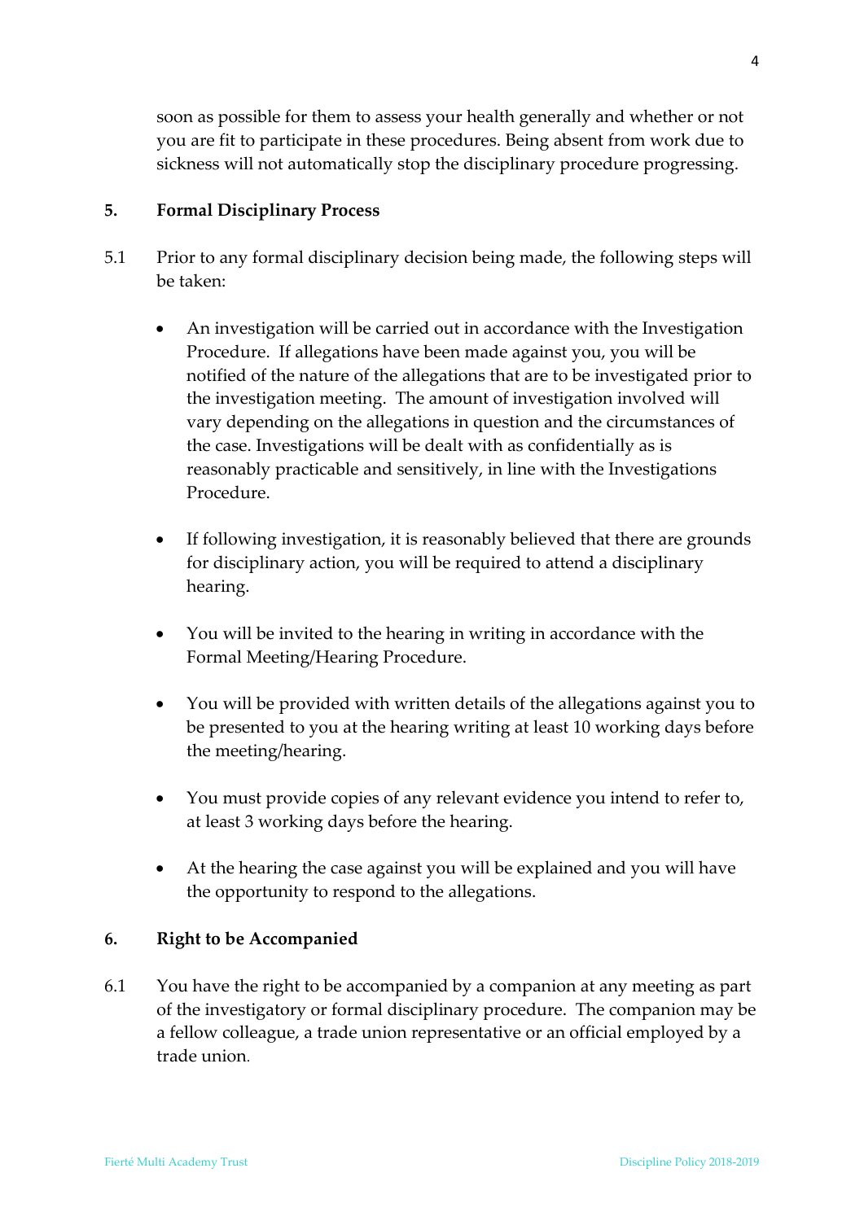soon as possible for them to assess your health generally and whether or not you are fit to participate in these procedures. Being absent from work due to sickness will not automatically stop the disciplinary procedure progressing.

## 5. Formal Disciplinary Process

5.1 Prior to any formal disciplinary decision being made, the following steps will be taken:

- An investigation will be carried out in accordance with the Investigation Procedure. If allegations have been made against you, you will be notified of the nature of the allegations that are to be investigated prior to the investigation meeting. The amount of investigation involved will vary depending on the allegations in question and the circumstances of the case. Investigations will be dealt with as confidentially as is reasonably practicable and sensitively, in line with the Investigations Procedure.

- If following investigation, it is reasonably believed that there are grounds for disciplinary action, you will be required to attend a disciplinary hearing.

- You will be invited to the hearing in writing in accordance with the Formal Meeting/Hearing Procedure.

- You will be provided with written details of the allegations against you to be presented to you at the hearing writing at least 10 working days before the meeting/hearing.

- You must provide copies of any relevant evidence you intend to refer to, at least 3 working days before the hearing.

- At the hearing the case against you will be explained and you will have the opportunity to respond to the allegations.

## 6. Right to be Accompanied

6.1 You have the right to be accompanied by a companion at any meeting as part of the investigatory or formal disciplinary procedure. The companion may be a fellow colleague, a trade union representative or an official employed by a trade union.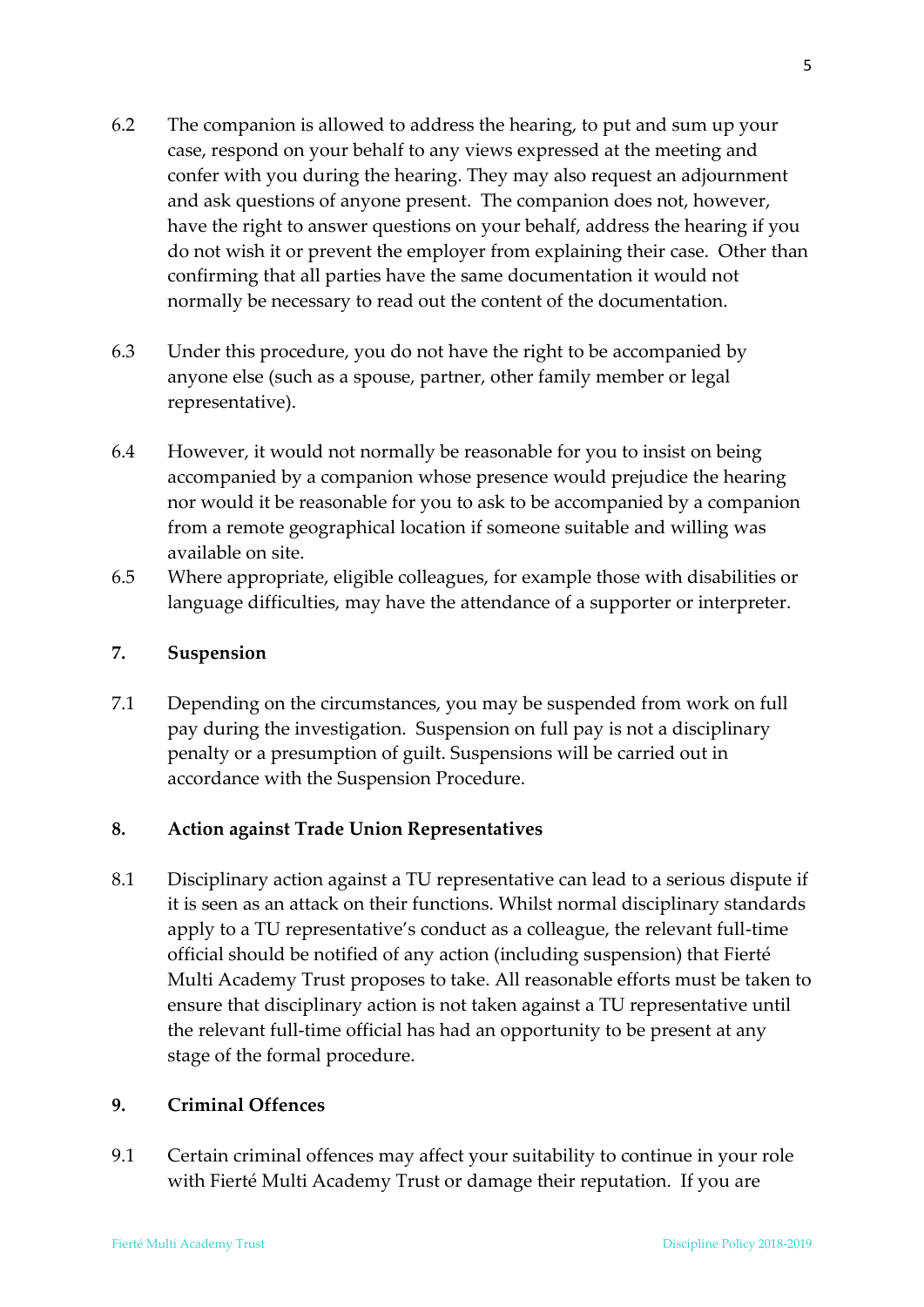6.2 The companion is allowed to address the hearing, to put and sum up your case, respond on your behalf to any views expressed at the meeting and confer with you during the hearing. They may also request an adjournment and ask questions of anyone present. The companion does not, however, have the right to answer questions on your behalf, address the hearing if you do not wish it or prevent the employer from explaining their case. Other than confirming that all parties have the same documentation it would not normally be necessary to read out the content of the documentation.

6.3 Under this procedure, you do not have the right to be accompanied by anyone else (such as a spouse, partner, other family member or legal representative).

6.4 However, it would not normally be reasonable for you to insist on being accompanied by a companion whose presence would prejudice the hearing nor would it be reasonable for you to ask to be accompanied by a companion from a remote geographical location if someone suitable and willing was available on site.

6.5 Where appropriate, eligible colleagues, for example those with disabilities or language difficulties, may have the attendance of a supporter or interpreter.

## 7. Suspension

7.1 Depending on the circumstances, you may be suspended from work on full pay during the investigation. Suspension on full pay is not a disciplinary penalty or a presumption of guilt. Suspensions will be carried out in accordance with the Suspension Procedure.

## 8. Action against Trade Union Representatives

8.1 Disciplinary action against a TU representative can lead to a serious dispute if it is seen as an attack on their functions. Whilst normal disciplinary standards apply to a TU representative's conduct as a colleague, the relevant full-time official should be notified of any action (including suspension) that Fierté Multi Academy Trust proposes to take. All reasonable efforts must be taken to ensure that disciplinary action is not taken against a TU representative until the relevant full-time official has had an opportunity to be present at any stage of the formal procedure.

## 9. Criminal Offences

9.1 Certain criminal offences may affect your suitability to continue in your role with Fierté Multi Academy Trust or damage their reputation. If you are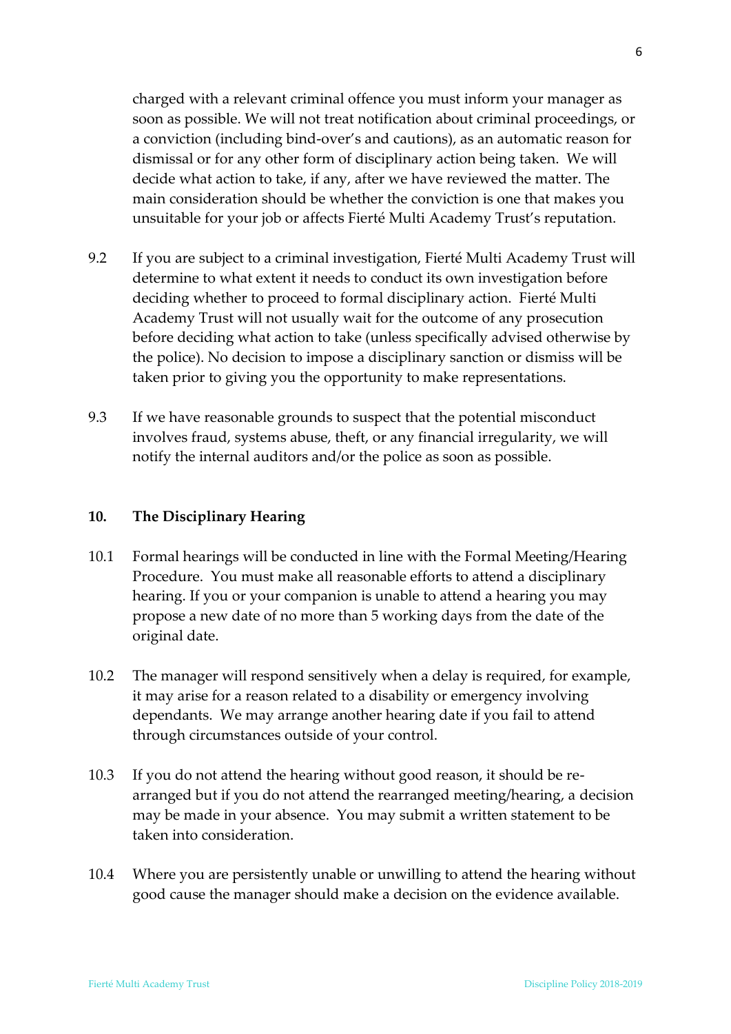charged with a relevant criminal offence you must inform your manager as soon as possible. We will not treat notification about criminal proceedings, or a conviction (including bind-over's and cautions), as an automatic reason for dismissal or for any other form of disciplinary action being taken. We will decide what action to take, if any, after we have reviewed the matter. The main consideration should be whether the conviction is one that makes you unsuitable for your job or affects Fierté Multi Academy Trust's reputation.

9.2 If you are subject to a criminal investigation, Fierté Multi Academy Trust will determine to what extent it needs to conduct its own investigation before deciding whether to proceed to formal disciplinary action. Fierté Multi Academy Trust will not usually wait for the outcome of any prosecution before deciding what action to take (unless specifically advised otherwise by the police). No decision to impose a disciplinary sanction or dismiss will be taken prior to giving you the opportunity to make representations.

9.3 If we have reasonable grounds to suspect that the potential misconduct involves fraud, systems abuse, theft, or any financial irregularity, we will notify the internal auditors and/or the police as soon as possible.

## 10. The Disciplinary Hearing

10.1 Formal hearings will be conducted in line with the Formal Meeting/Hearing Procedure. You must make all reasonable efforts to attend a disciplinary hearing. If you or your companion is unable to attend a hearing you may propose a new date of no more than 5 working days from the date of the original date.

10.2 The manager will respond sensitively when a delay is required, for example, it may arise for a reason related to a disability or emergency involving dependants. We may arrange another hearing date if you fail to attend through circumstances outside of your control.

10.3 If you do not attend the hearing without good reason, it should be re-arranged but if you do not attend the rearranged meeting/hearing, a decision may be made in your absence. You may submit a written statement to be taken into consideration.

10.4 Where you are persistently unable or unwilling to attend the hearing without good cause the manager should make a decision on the evidence available.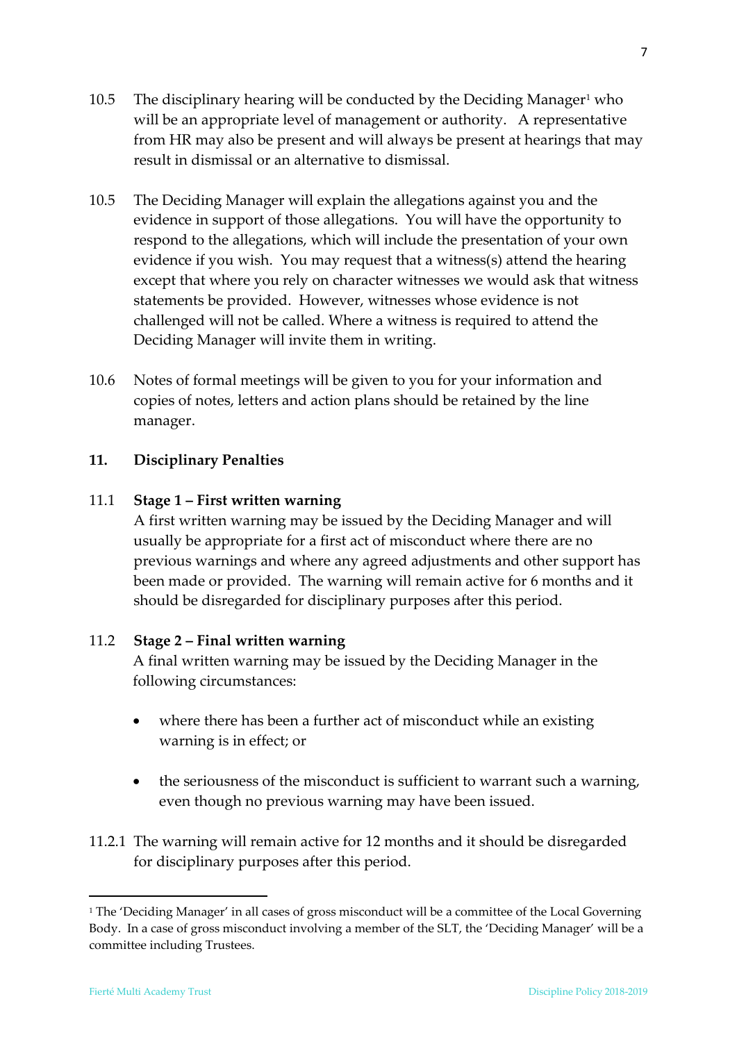10.5 The disciplinary hearing will be conducted by the Deciding Manager[1] who will be an appropriate level of management or authority. A representative from HR may also be present and will always be present at hearings that may result in dismissal or an alternative to dismissal.

10.5 The Deciding Manager will explain the allegations against you and the evidence in support of those allegations. You will have the opportunity to respond to the allegations, which will include the presentation of your own evidence if you wish. You may request that a witness(s) attend the hearing except that where you rely on character witnesses we would ask that witness statements be provided. However, witnesses whose evidence is not challenged will not be called. Where a witness is required to attend the Deciding Manager will invite them in writing.

10.6 Notes of formal meetings will be given to you for your information and copies of notes, letters and action plans should be retained by the line manager.

## 11. Disciplinary Penalties

11.1 **Stage 1 – First written warning**

A first written warning may be issued by the Deciding Manager and will usually be appropriate for a first act of misconduct where there are no previous warnings and where any agreed adjustments and other support has been made or provided. The warning will remain active for 6 months and it should be disregarded for disciplinary purposes after this period.

11.2 **Stage 2 – Final written warning**

A final written warning may be issued by the Deciding Manager in the following circumstances:

- where there has been a further act of misconduct while an existing warning is in effect; or
- the seriousness of the misconduct is sufficient to warrant such a warning, even though no previous warning may have been issued.

11.2.1 The warning will remain active for 12 months and it should be disregarded for disciplinary purposes after this period.

[1] The 'Deciding Manager' in all cases of gross misconduct will be a committee of the Local Governing Body. In a case of gross misconduct involving a member of the SLT, the 'Deciding Manager' will be a committee including Trustees.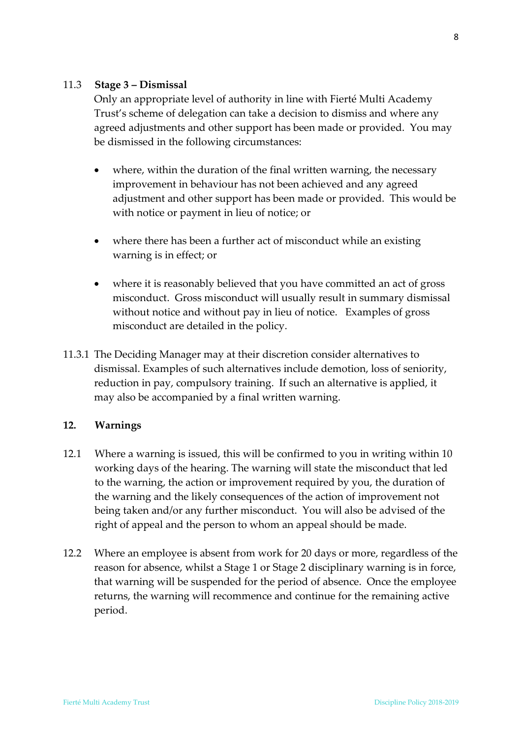### 11.3 Stage 3 – Dismissal

Only an appropriate level of authority in line with Fierté Multi Academy Trust's scheme of delegation can take a decision to dismiss and where any agreed adjustments and other support has been made or provided. You may be dismissed in the following circumstances:

- where, within the duration of the final written warning, the necessary improvement in behaviour has not been achieved and any agreed adjustment and other support has been made or provided. This would be with notice or payment in lieu of notice; or
- where there has been a further act of misconduct while an existing warning is in effect; or
- where it is reasonably believed that you have committed an act of gross misconduct. Gross misconduct will usually result in summary dismissal without notice and without pay in lieu of notice. Examples of gross misconduct are detailed in the policy.

11.3.1 The Deciding Manager may at their discretion consider alternatives to dismissal. Examples of such alternatives include demotion, loss of seniority, reduction in pay, compulsory training. If such an alternative is applied, it may also be accompanied by a final written warning.

## 12. Warnings

12.1 Where a warning is issued, this will be confirmed to you in writing within 10 working days of the hearing. The warning will state the misconduct that led to the warning, the action or improvement required by you, the duration of the warning and the likely consequences of the action of improvement not being taken and/or any further misconduct. You will also be advised of the right of appeal and the person to whom an appeal should be made.

12.2 Where an employee is absent from work for 20 days or more, regardless of the reason for absence, whilst a Stage 1 or Stage 2 disciplinary warning is in force, that warning will be suspended for the period of absence. Once the employee returns, the warning will recommence and continue for the remaining active period.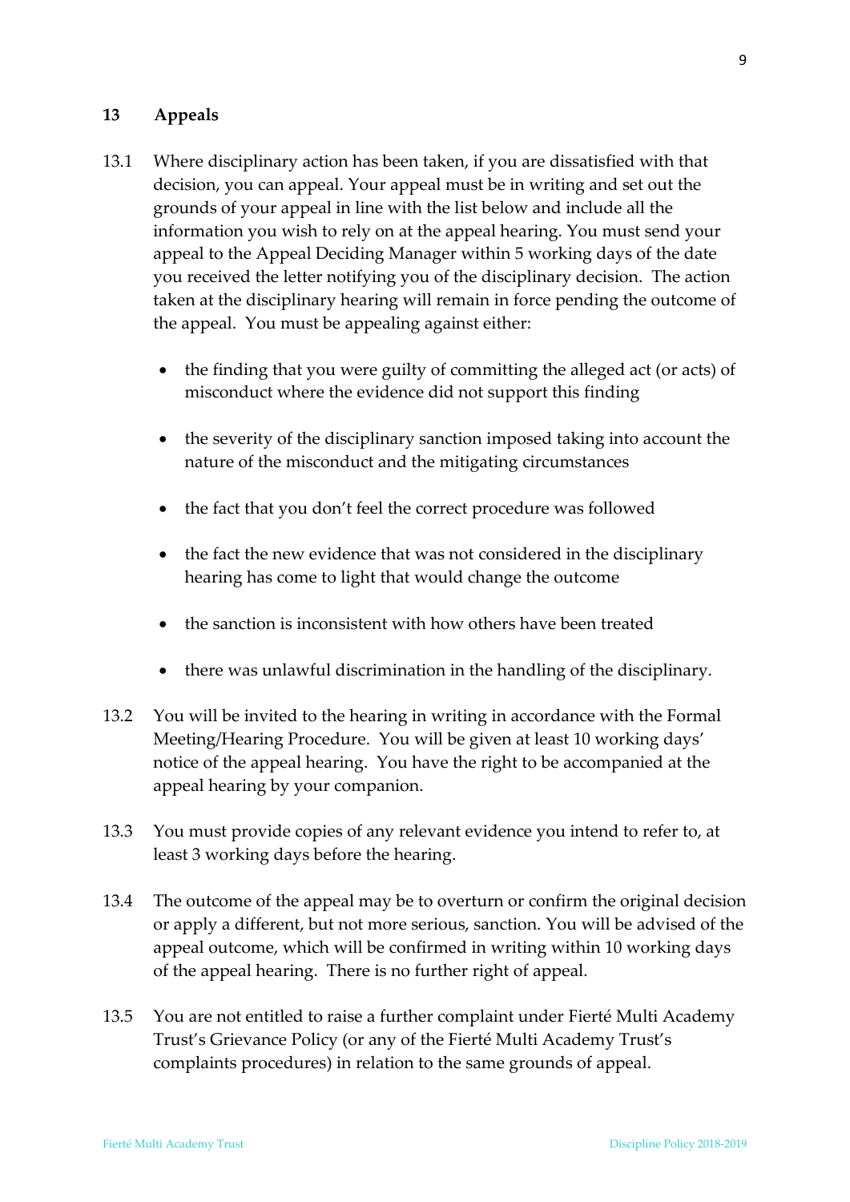## 13 Appeals

13.1 Where disciplinary action has been taken, if you are dissatisfied with that decision, you can appeal. Your appeal must be in writing and set out the grounds of your appeal in line with the list below and include all the information you wish to rely on at the appeal hearing. You must send your appeal to the Appeal Deciding Manager within 5 working days of the date you received the letter notifying you of the disciplinary decision. The action taken at the disciplinary hearing will remain in force pending the outcome of the appeal. You must be appealing against either:

- the finding that you were guilty of committing the alleged act (or acts) of misconduct where the evidence did not support this finding
- the severity of the disciplinary sanction imposed taking into account the nature of the misconduct and the mitigating circumstances
- the fact that you don't feel the correct procedure was followed
- the fact the new evidence that was not considered in the disciplinary hearing has come to light that would change the outcome
- the sanction is inconsistent with how others have been treated
- there was unlawful discrimination in the handling of the disciplinary.

13.2 You will be invited to the hearing in writing in accordance with the Formal Meeting/Hearing Procedure. You will be given at least 10 working days' notice of the appeal hearing. You have the right to be accompanied at the appeal hearing by your companion.

13.3 You must provide copies of any relevant evidence you intend to refer to, at least 3 working days before the hearing.

13.4 The outcome of the appeal may be to overturn or confirm the original decision or apply a different, but not more serious, sanction. You will be advised of the appeal outcome, which will be confirmed in writing within 10 working days of the appeal hearing. There is no further right of appeal.

13.5 You are not entitled to raise a further complaint under Fierté Multi Academy Trust's Grievance Policy (or any of the Fierté Multi Academy Trust's complaints procedures) in relation to the same grounds of appeal.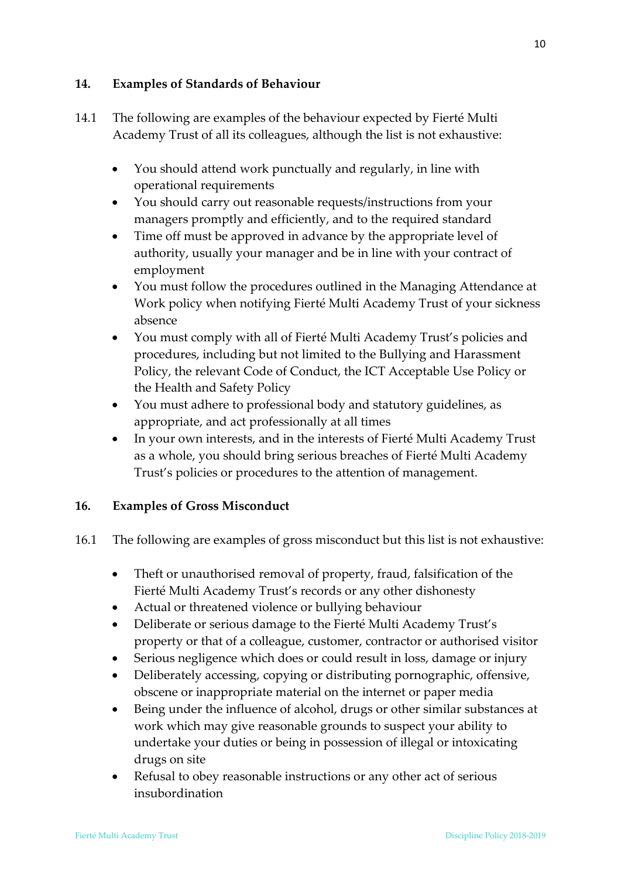## 14. Examples of Standards of Behaviour

14.1 The following are examples of the behaviour expected by Fierté Multi Academy Trust of all its colleagues, although the list is not exhaustive:

- You should attend work punctually and regularly, in line with operational requirements
- You should carry out reasonable requests/instructions from your managers promptly and efficiently, and to the required standard
- Time off must be approved in advance by the appropriate level of authority, usually your manager and be in line with your contract of employment
- You must follow the procedures outlined in the Managing Attendance at Work policy when notifying Fierté Multi Academy Trust of your sickness absence
- You must comply with all of Fierté Multi Academy Trust's policies and procedures, including but not limited to the Bullying and Harassment Policy, the relevant Code of Conduct, the ICT Acceptable Use Policy or the Health and Safety Policy
- You must adhere to professional body and statutory guidelines, as appropriate, and act professionally at all times
- In your own interests, and in the interests of Fierté Multi Academy Trust as a whole, you should bring serious breaches of Fierté Multi Academy Trust's policies or procedures to the attention of management.

## 16. Examples of Gross Misconduct

16.1 The following are examples of gross misconduct but this list is not exhaustive:

- Theft or unauthorised removal of property, fraud, falsification of the Fierté Multi Academy Trust's records or any other dishonesty
- Actual or threatened violence or bullying behaviour
- Deliberate or serious damage to the Fierté Multi Academy Trust's property or that of a colleague, customer, contractor or authorised visitor
- Serious negligence which does or could result in loss, damage or injury
- Deliberately accessing, copying or distributing pornographic, offensive, obscene or inappropriate material on the internet or paper media
- Being under the influence of alcohol, drugs or other similar substances at work which may give reasonable grounds to suspect your ability to undertake your duties or being in possession of illegal or intoxicating drugs on site
- Refusal to obey reasonable instructions or any other act of serious insubordination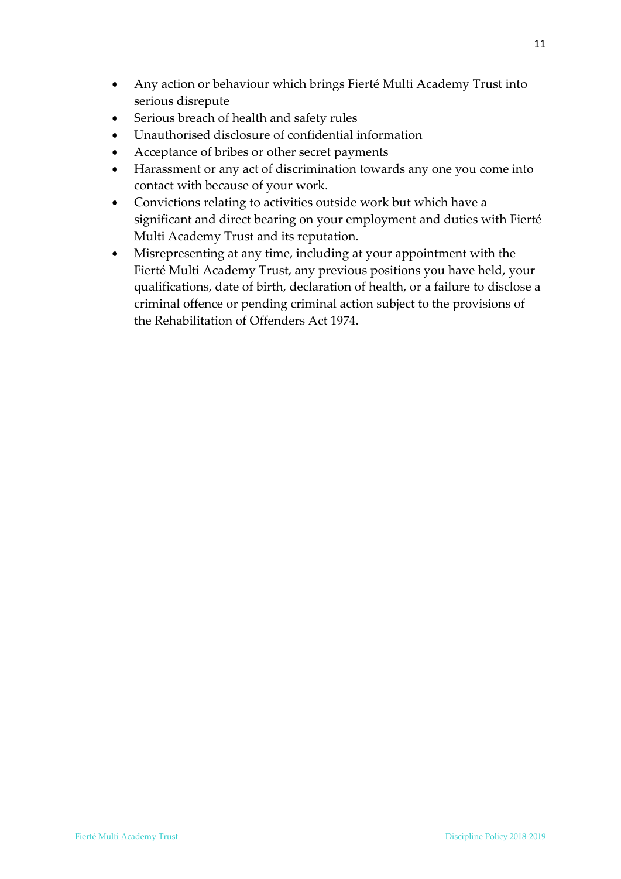- Any action or behaviour which brings Fierté Multi Academy Trust into serious disrepute
- Serious breach of health and safety rules
- Unauthorised disclosure of confidential information
- Acceptance of bribes or other secret payments
- Harassment or any act of discrimination towards any one you come into contact with because of your work.
- Convictions relating to activities outside work but which have a significant and direct bearing on your employment and duties with Fierté Multi Academy Trust and its reputation.
- Misrepresenting at any time, including at your appointment with the Fierté Multi Academy Trust, any previous positions you have held, your qualifications, date of birth, declaration of health, or a failure to disclose a criminal offence or pending criminal action subject to the provisions of the Rehabilitation of Offenders Act 1974.